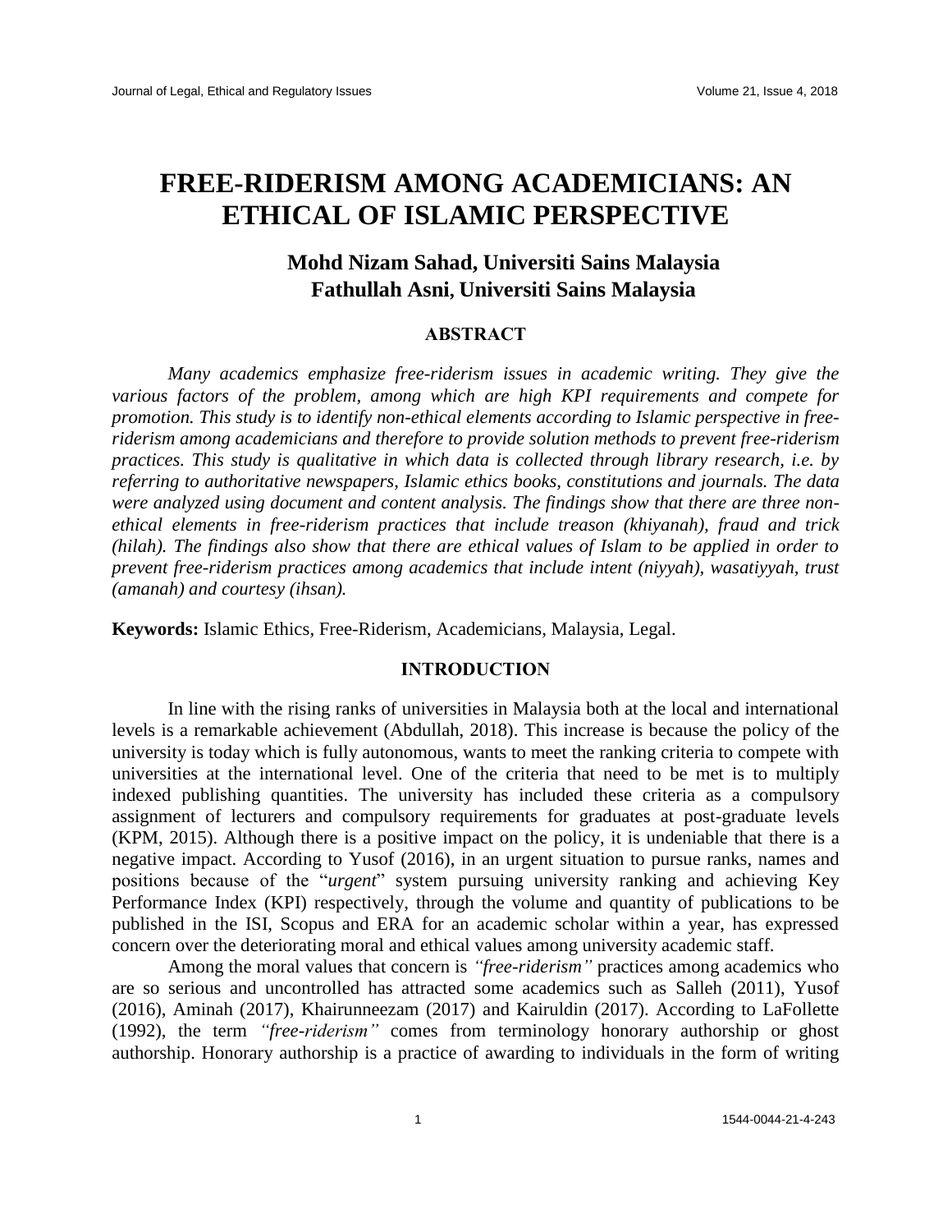# FREE-RIDERISM AMONG ACADEMICIANS: AN ETHICAL OF ISLAMIC PERSPECTIVE

**Mohd Nizam Sahad, Universiti Sains Malaysia**
**Fathullah Asni, Universiti Sains Malaysia**

## ABSTRACT

*Many academics emphasize free-riderism issues in academic writing. They give the various factors of the problem, among which are high KPI requirements and compete for promotion. This study is to identify non-ethical elements according to Islamic perspective in free-riderism among academicians and therefore to provide solution methods to prevent free-riderism practices. This study is qualitative in which data is collected through library research, i.e. by referring to authoritative newspapers, Islamic ethics books, constitutions and journals. The data were analyzed using document and content analysis. The findings show that there are three non-ethical elements in free-riderism practices that include treason (khiyanah), fraud and trick (hilah). The findings also show that there are ethical values of Islam to be applied in order to prevent free-riderism practices among academics that include intent (niyyah), wasatiyyah, trust (amanah) and courtesy (ihsan).*

**Keywords:** Islamic Ethics, Free-Riderism, Academicians, Malaysia, Legal.

## INTRODUCTION

In line with the rising ranks of universities in Malaysia both at the local and international levels is a remarkable achievement (Abdullah, 2018). This increase is because the policy of the university is today which is fully autonomous, wants to meet the ranking criteria to compete with universities at the international level. One of the criteria that need to be met is to multiply indexed publishing quantities. The university has included these criteria as a compulsory assignment of lecturers and compulsory requirements for graduates at post-graduate levels (KPM, 2015). Although there is a positive impact on the policy, it is undeniable that there is a negative impact. According to Yusof (2016), in an urgent situation to pursue ranks, names and positions because of the "*urgent*" system pursuing university ranking and achieving Key Performance Index (KPI) respectively, through the volume and quantity of publications to be published in the ISI, Scopus and ERA for an academic scholar within a year, has expressed concern over the deteriorating moral and ethical values among university academic staff.

Among the moral values that concern is *"free-riderism"* practices among academics who are so serious and uncontrolled has attracted some academics such as Salleh (2011), Yusof (2016), Aminah (2017), Khairunneezam (2017) and Kairuldin (2017). According to LaFollette (1992), the term *"free-riderism"* comes from terminology honorary authorship or ghost authorship. Honorary authorship is a practice of awarding to individuals in the form of writing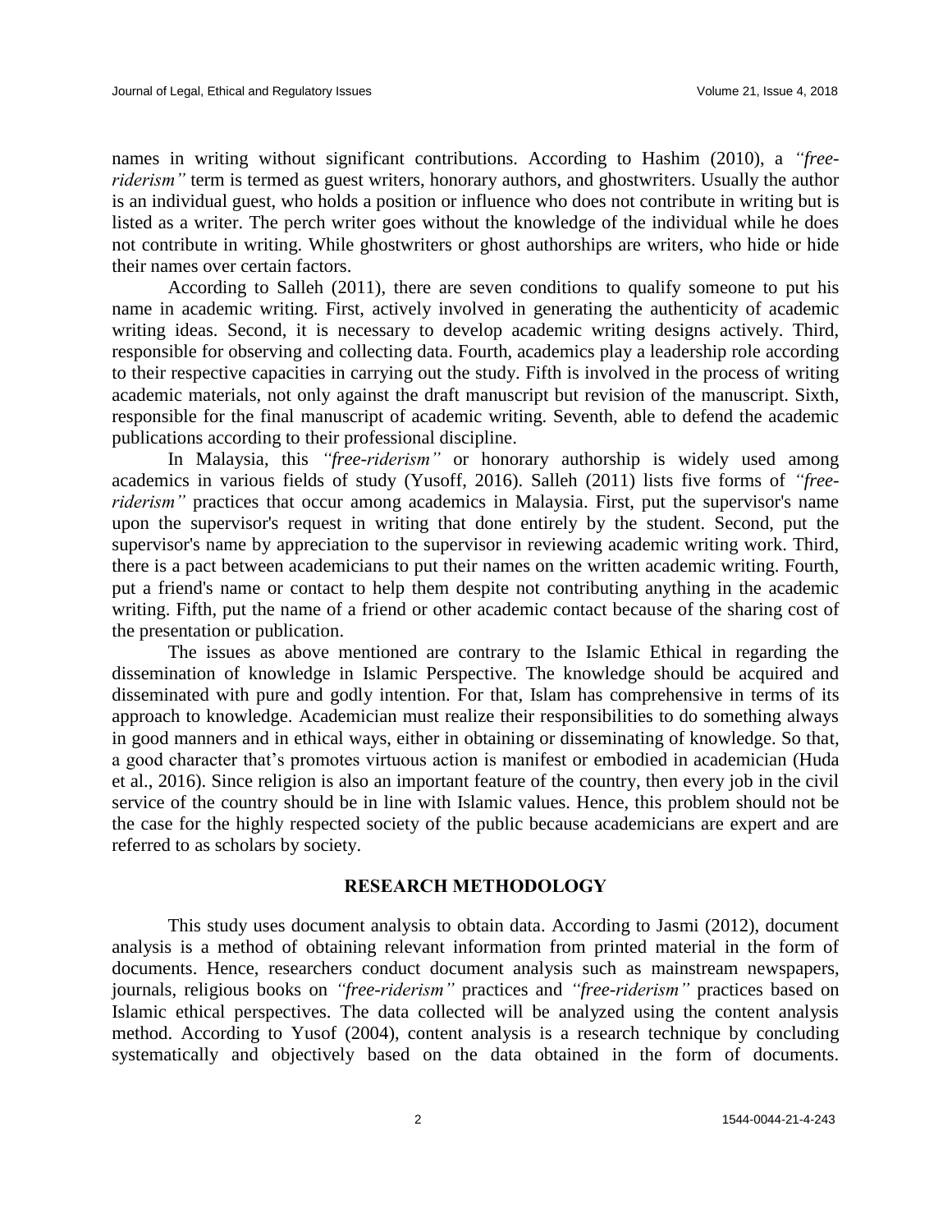names in writing without significant contributions. According to Hashim (2010), a *"free-riderism"* term is termed as guest writers, honorary authors, and ghostwriters. Usually the author is an individual guest, who holds a position or influence who does not contribute in writing but is listed as a writer. The perch writer goes without the knowledge of the individual while he does not contribute in writing. While ghostwriters or ghost authorships are writers, who hide or hide their names over certain factors.

According to Salleh (2011), there are seven conditions to qualify someone to put his name in academic writing. First, actively involved in generating the authenticity of academic writing ideas. Second, it is necessary to develop academic writing designs actively. Third, responsible for observing and collecting data. Fourth, academics play a leadership role according to their respective capacities in carrying out the study. Fifth is involved in the process of writing academic materials, not only against the draft manuscript but revision of the manuscript. Sixth, responsible for the final manuscript of academic writing. Seventh, able to defend the academic publications according to their professional discipline.

In Malaysia, this *"free-riderism"* or honorary authorship is widely used among academics in various fields of study (Yusoff, 2016). Salleh (2011) lists five forms of *"free-riderism"* practices that occur among academics in Malaysia. First, put the supervisor's name upon the supervisor's request in writing that done entirely by the student. Second, put the supervisor's name by appreciation to the supervisor in reviewing academic writing work. Third, there is a pact between academicians to put their names on the written academic writing. Fourth, put a friend's name or contact to help them despite not contributing anything in the academic writing. Fifth, put the name of a friend or other academic contact because of the sharing cost of the presentation or publication.

The issues as above mentioned are contrary to the Islamic Ethical in regarding the dissemination of knowledge in Islamic Perspective. The knowledge should be acquired and disseminated with pure and godly intention. For that, Islam has comprehensive in terms of its approach to knowledge. Academician must realize their responsibilities to do something always in good manners and in ethical ways, either in obtaining or disseminating of knowledge. So that, a good character that's promotes virtuous action is manifest or embodied in academician (Huda et al., 2016). Since religion is also an important feature of the country, then every job in the civil service of the country should be in line with Islamic values. Hence, this problem should not be the case for the highly respected society of the public because academicians are expert and are referred to as scholars by society.

## RESEARCH METHODOLOGY

This study uses document analysis to obtain data. According to Jasmi (2012), document analysis is a method of obtaining relevant information from printed material in the form of documents. Hence, researchers conduct document analysis such as mainstream newspapers, journals, religious books on *"free-riderism"* practices and *"free-riderism"* practices based on Islamic ethical perspectives. The data collected will be analyzed using the content analysis method. According to Yusof (2004), content analysis is a research technique by concluding systematically and objectively based on the data obtained in the form of documents.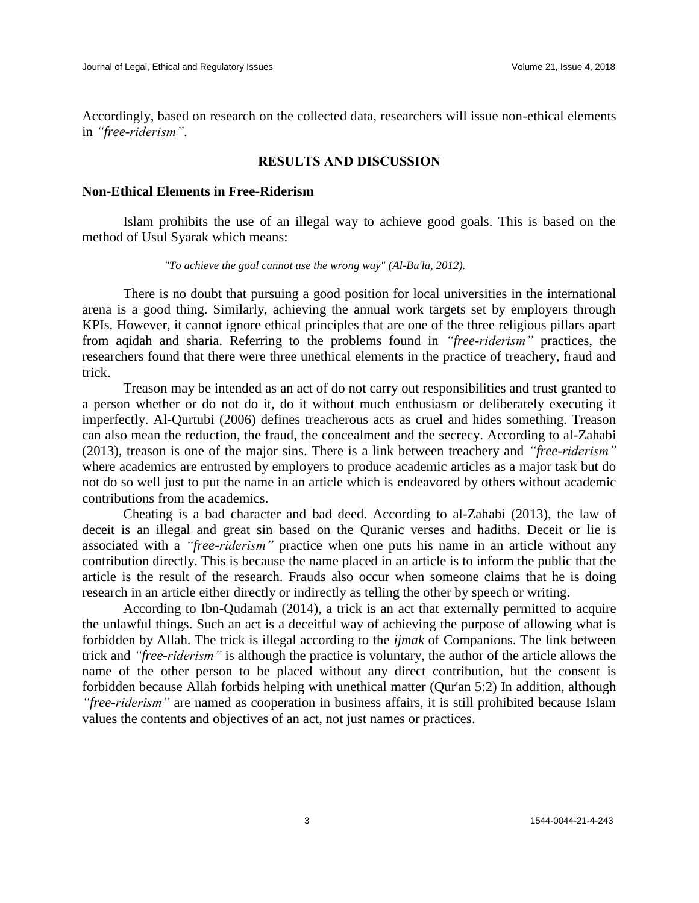Accordingly, based on research on the collected data, researchers will issue non-ethical elements in *"free-riderism"*.

## RESULTS AND DISCUSSION

### Non-Ethical Elements in Free-Riderism

Islam prohibits the use of an illegal way to achieve good goals. This is based on the method of Usul Syarak which means:

> *"To achieve the goal cannot use the wrong way" (Al-Bu'la, 2012).*

There is no doubt that pursuing a good position for local universities in the international arena is a good thing. Similarly, achieving the annual work targets set by employers through KPIs. However, it cannot ignore ethical principles that are one of the three religious pillars apart from aqidah and sharia. Referring to the problems found in *"free-riderism"* practices, the researchers found that there were three unethical elements in the practice of treachery, fraud and trick.

Treason may be intended as an act of do not carry out responsibilities and trust granted to a person whether or do not do it, do it without much enthusiasm or deliberately executing it imperfectly. Al-Qurtubi (2006) defines treacherous acts as cruel and hides something. Treason can also mean the reduction, the fraud, the concealment and the secrecy. According to al-Zahabi (2013), treason is one of the major sins. There is a link between treachery and *"free-riderism"* where academics are entrusted by employers to produce academic articles as a major task but do not do so well just to put the name in an article which is endeavored by others without academic contributions from the academics.

Cheating is a bad character and bad deed. According to al-Zahabi (2013), the law of deceit is an illegal and great sin based on the Quranic verses and hadiths. Deceit or lie is associated with a *"free-riderism"* practice when one puts his name in an article without any contribution directly. This is because the name placed in an article is to inform the public that the article is the result of the research. Frauds also occur when someone claims that he is doing research in an article either directly or indirectly as telling the other by speech or writing.

According to Ibn-Qudamah (2014), a trick is an act that externally permitted to acquire the unlawful things. Such an act is a deceitful way of achieving the purpose of allowing what is forbidden by Allah. The trick is illegal according to the *ijmak* of Companions. The link between trick and *"free-riderism"* is although the practice is voluntary, the author of the article allows the name of the other person to be placed without any direct contribution, but the consent is forbidden because Allah forbids helping with unethical matter (Qur'an 5:2) In addition, although *"free-riderism"* are named as cooperation in business affairs, it is still prohibited because Islam values the contents and objectives of an act, not just names or practices.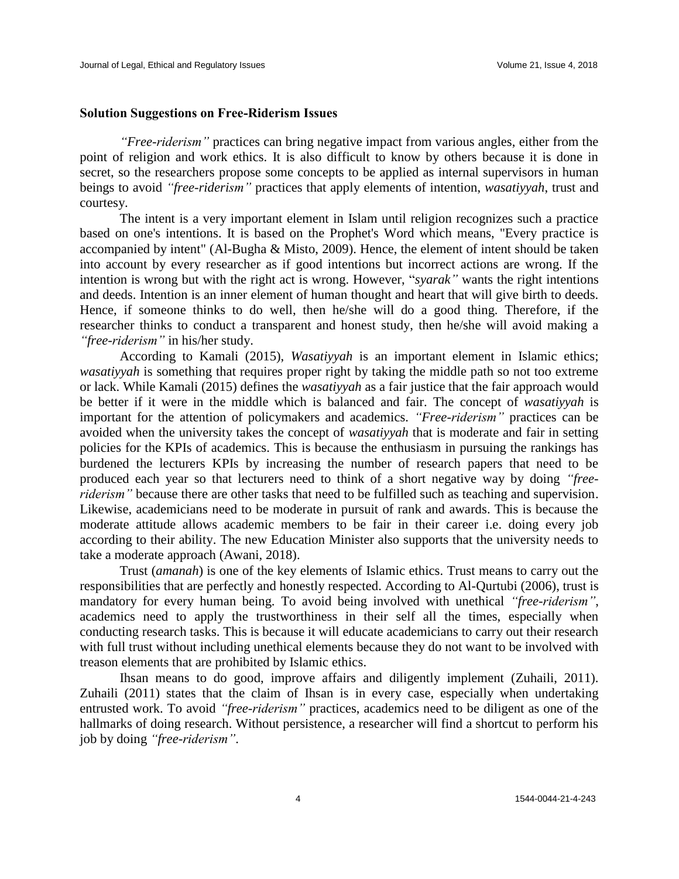### Solution Suggestions on Free-Riderism Issues

*"Free-riderism"* practices can bring negative impact from various angles, either from the point of religion and work ethics. It is also difficult to know by others because it is done in secret, so the researchers propose some concepts to be applied as internal supervisors in human beings to avoid *"free-riderism"* practices that apply elements of intention, *wasatiyyah*, trust and courtesy.

The intent is a very important element in Islam until religion recognizes such a practice based on one's intentions. It is based on the Prophet's Word which means, "Every practice is accompanied by intent" (Al-Bugha & Misto, 2009). Hence, the element of intent should be taken into account by every researcher as if good intentions but incorrect actions are wrong. If the intention is wrong but with the right act is wrong. However, "*syarak"* wants the right intentions and deeds. Intention is an inner element of human thought and heart that will give birth to deeds. Hence, if someone thinks to do well, then he/she will do a good thing. Therefore, if the researcher thinks to conduct a transparent and honest study, then he/she will avoid making a *"free-riderism"* in his/her study.

According to Kamali (2015), *Wasatiyyah* is an important element in Islamic ethics; *wasatiyyah* is something that requires proper right by taking the middle path so not too extreme or lack. While Kamali (2015) defines the *wasatiyyah* as a fair justice that the fair approach would be better if it were in the middle which is balanced and fair. The concept of *wasatiyyah* is important for the attention of policymakers and academics. *"Free-riderism"* practices can be avoided when the university takes the concept of *wasatiyyah* that is moderate and fair in setting policies for the KPIs of academics. This is because the enthusiasm in pursuing the rankings has burdened the lecturers KPIs by increasing the number of research papers that need to be produced each year so that lecturers need to think of a short negative way by doing *"free-riderism"* because there are other tasks that need to be fulfilled such as teaching and supervision. Likewise, academicians need to be moderate in pursuit of rank and awards. This is because the moderate attitude allows academic members to be fair in their career i.e. doing every job according to their ability. The new Education Minister also supports that the university needs to take a moderate approach (Awani, 2018).

Trust (*amanah*) is one of the key elements of Islamic ethics. Trust means to carry out the responsibilities that are perfectly and honestly respected. According to Al-Qurtubi (2006), trust is mandatory for every human being. To avoid being involved with unethical *"free-riderism"*, academics need to apply the trustworthiness in their self all the times, especially when conducting research tasks. This is because it will educate academicians to carry out their research with full trust without including unethical elements because they do not want to be involved with treason elements that are prohibited by Islamic ethics.

Ihsan means to do good, improve affairs and diligently implement (Zuhaili, 2011). Zuhaili (2011) states that the claim of Ihsan is in every case, especially when undertaking entrusted work. To avoid *"free-riderism"* practices, academics need to be diligent as one of the hallmarks of doing research. Without persistence, a researcher will find a shortcut to perform his job by doing *"free-riderism"*.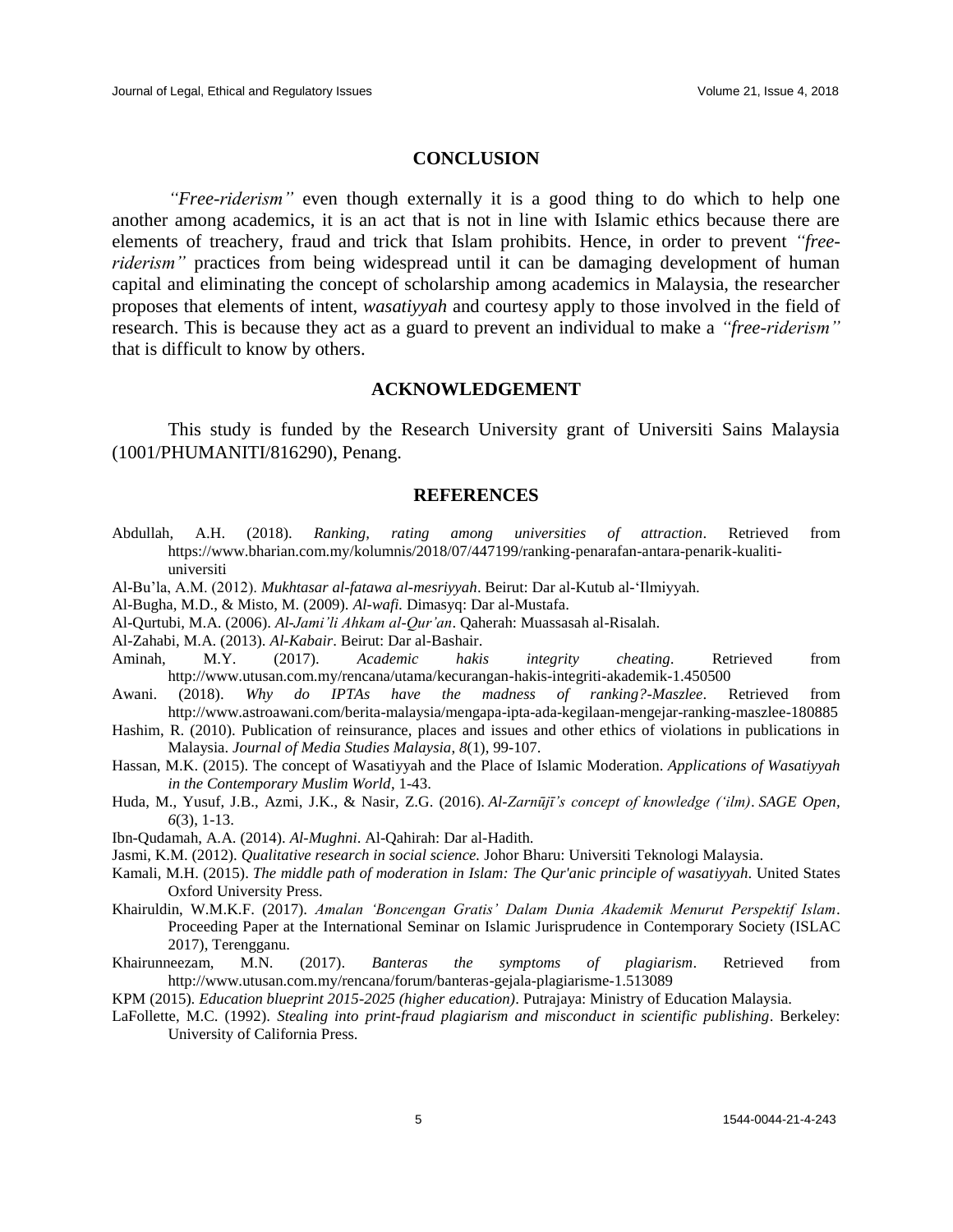## CONCLUSION

*"Free-riderism"* even though externally it is a good thing to do which to help one another among academics, it is an act that is not in line with Islamic ethics because there are elements of treachery, fraud and trick that Islam prohibits. Hence, in order to prevent *"free-riderism"* practices from being widespread until it can be damaging development of human capital and eliminating the concept of scholarship among academics in Malaysia, the researcher proposes that elements of intent, *wasatiyyah* and courtesy apply to those involved in the field of research. This is because they act as a guard to prevent an individual to make a *"free-riderism"* that is difficult to know by others.

## ACKNOWLEDGEMENT

This study is funded by the Research University grant of Universiti Sains Malaysia (1001/PHUMANITI/816290), Penang.

## REFERENCES

Abdullah, A.H. (2018). *Ranking, rating among universities of attraction*. Retrieved from https://www.bharian.com.my/kolumnis/2018/07/447199/ranking-penarafan-antara-penarik-kualiti-universiti

Al-Bu'la, A.M. (2012). *Mukhtasar al-fatawa al-mesriyyah*. Beirut: Dar al-Kutub al-'Ilmiyyah.

Al-Bugha, M.D., & Misto, M. (2009). *Al-wafi*. Dimasyq: Dar al-Mustafa.

Al-Qurtubi, M.A. (2006). *Al-Jami'li Ahkam al-Qur'an*. Qaherah: Muassasah al-Risalah.

Al-Zahabi, M.A. (2013). *Al-Kabair*. Beirut: Dar al-Bashair.

Aminah, M.Y. (2017). *Academic hakis integrity cheating*. Retrieved from http://www.utusan.com.my/rencana/utama/kecurangan-hakis-integriti-akademik-1.450500

Awani. (2018). *Why do IPTAs have the madness of ranking?-Maszlee*. Retrieved from http://www.astroawani.com/berita-malaysia/mengapa-ipta-ada-kegilaan-mengejar-ranking-maszlee-180885

Hashim, R. (2010). Publication of reinsurance, places and issues and other ethics of violations in publications in Malaysia. *Journal of Media Studies Malaysia*, *8*(1), 99-107.

Hassan, M.K. (2015). The concept of Wasatiyyah and the Place of Islamic Moderation. *Applications of Wasatiyyah in the Contemporary Muslim World*, 1-43.

Huda, M., Yusuf, J.B., Azmi, J.K., & Nasir, Z.G. (2016). *Al-Zarnūjī's concept of knowledge ('ilm)*. *SAGE Open*, *6*(3), 1-13.

Ibn-Qudamah, A.A. (2014). *Al-Mughni*. Al-Qahirah: Dar al-Hadith.

Jasmi, K.M. (2012). *Qualitative research in social science.* Johor Bharu: Universiti Teknologi Malaysia.

Kamali, M.H. (2015). *The middle path of moderation in Islam: The Qur'anic principle of wasatiyyah*. United States Oxford University Press.

Khairuldin, W.M.K.F. (2017). *Amalan 'Boncengan Gratis' Dalam Dunia Akademik Menurut Perspektif Islam*. Proceeding Paper at the International Seminar on Islamic Jurisprudence in Contemporary Society (ISLAC 2017), Terengganu.

Khairunneezam, M.N. (2017). *Banteras the symptoms of plagiarism*. Retrieved from http://www.utusan.com.my/rencana/forum/banteras-gejala-plagiarisme-1.513089

KPM (2015). *Education blueprint 2015-2025 (higher education)*. Putrajaya: Ministry of Education Malaysia.

LaFollette, M.C. (1992). *Stealing into print-fraud plagiarism and misconduct in scientific publishing*. Berkeley: University of California Press.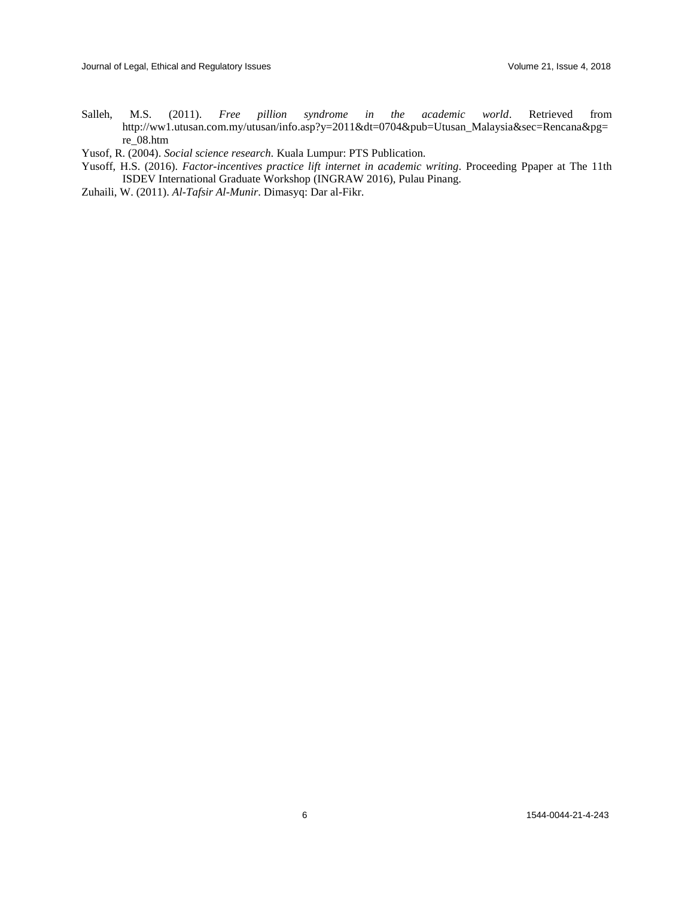Salleh, M.S. (2011). *Free pillion syndrome in the academic world*. Retrieved from http://ww1.utusan.com.my/utusan/info.asp?y=2011&dt=0704&pub=Utusan_Malaysia&sec=Rencana&pg=re_08.htm

Yusof, R. (2004). *Social science research*. Kuala Lumpur: PTS Publication.

Yusoff, H.S. (2016). *Factor-incentives practice lift internet in academic writing*. Proceeding Ppaper at The 11th ISDEV International Graduate Workshop (INGRAW 2016), Pulau Pinang.

Zuhaili, W. (2011). *Al-Tafsir Al-Munir*. Dimasyq: Dar al-Fikr.